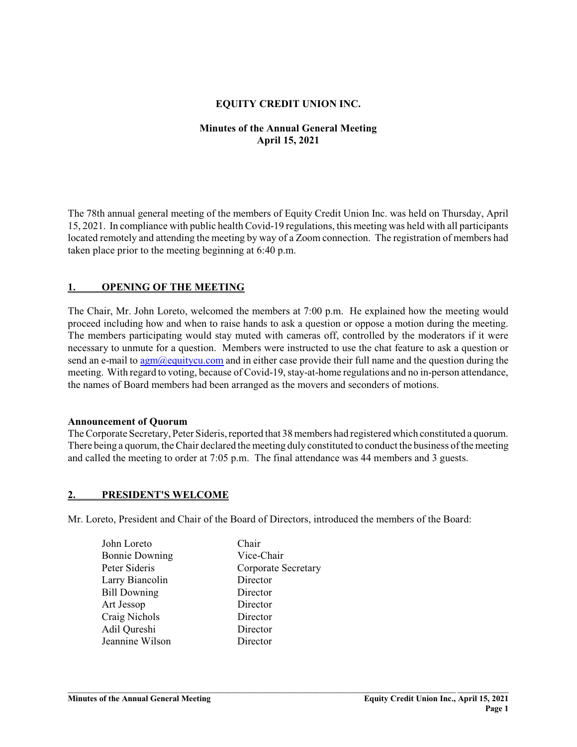# EQUITY CREDIT UNION INC.

## Minutes of the Annual General Meeting
## April 15, 2021

The 78th annual general meeting of the members of Equity Credit Union Inc. was held on Thursday, April 15, 2021. In compliance with public health Covid-19 regulations, this meeting was held with all participants located remotely and attending the meeting by way of a Zoom connection. The registration of members had taken place prior to the meeting beginning at 6:40 p.m.

## 1. OPENING OF THE MEETING

The Chair, Mr. John Loreto, welcomed the members at 7:00 p.m. He explained how the meeting would proceed including how and when to raise hands to ask a question or oppose a motion during the meeting. The members participating would stay muted with cameras off, controlled by the moderators if it were necessary to unmute for a question. Members were instructed to use the chat feature to ask a question or send an e-mail to agm@equitycu.com and in either case provide their full name and the question during the meeting. With regard to voting, because of Covid-19, stay-at-home regulations and no in-person attendance, the names of Board members had been arranged as the movers and seconders of motions.

**Announcement of Quorum**

The Corporate Secretary, Peter Sideris, reported that 38 members had registered which constituted a quorum. There being a quorum, the Chair declared the meeting duly constituted to conduct the business of the meeting and called the meeting to order at 7:05 p.m. The final attendance was 44 members and 3 guests.

## 2. PRESIDENT'S WELCOME

Mr. Loreto, President and Chair of the Board of Directors, introduced the members of the Board:

| | |
|---|---|
| John Loreto | Chair |
| Bonnie Downing | Vice-Chair |
| Peter Sideris | Corporate Secretary |
| Larry Biancolin | Director |
| Bill Downing | Director |
| Art Jessop | Director |
| Craig Nichols | Director |
| Adil Qureshi | Director |
| Jeannine Wilson | Director |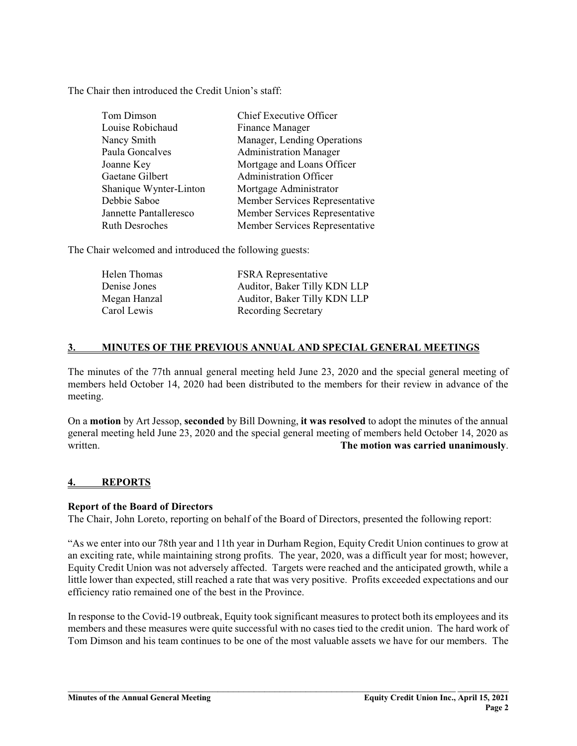The Chair then introduced the Credit Union's staff:

| | |
|---|---|
| Tom Dimson | Chief Executive Officer |
| Louise Robichaud | Finance Manager |
| Nancy Smith | Manager, Lending Operations |
| Paula Goncalves | Administration Manager |
| Joanne Key | Mortgage and Loans Officer |
| Gaetane Gilbert | Administration Officer |
| Shanique Wynter-Linton | Mortgage Administrator |
| Debbie Saboe | Member Services Representative |
| Jannette Pantalleresco | Member Services Representative |
| Ruth Desroches | Member Services Representative |

The Chair welcomed and introduced the following guests:

| | |
|---|---|
| Helen Thomas | FSRA Representative |
| Denise Jones | Auditor, Baker Tilly KDN LLP |
| Megan Hanzal | Auditor, Baker Tilly KDN LLP |
| Carol Lewis | Recording Secretary |

## 3. MINUTES OF THE PREVIOUS ANNUAL AND SPECIAL GENERAL MEETINGS

The minutes of the 77th annual general meeting held June 23, 2020 and the special general meeting of members held October 14, 2020 had been distributed to the members for their review in advance of the meeting.

On a **motion** by Art Jessop, **seconded** by Bill Downing, **it was resolved** to adopt the minutes of the annual general meeting held June 23, 2020 and the special general meeting of members held October 14, 2020 as written. **The motion was carried unanimously**.

## 4. REPORTS

**Report of the Board of Directors**

The Chair, John Loreto, reporting on behalf of the Board of Directors, presented the following report:

"As we enter into our 78th year and 11th year in Durham Region, Equity Credit Union continues to grow at an exciting rate, while maintaining strong profits. The year, 2020, was a difficult year for most; however, Equity Credit Union was not adversely affected. Targets were reached and the anticipated growth, while a little lower than expected, still reached a rate that was very positive. Profits exceeded expectations and our efficiency ratio remained one of the best in the Province.

In response to the Covid-19 outbreak, Equity took significant measures to protect both its employees and its members and these measures were quite successful with no cases tied to the credit union. The hard work of Tom Dimson and his team continues to be one of the most valuable assets we have for our members. The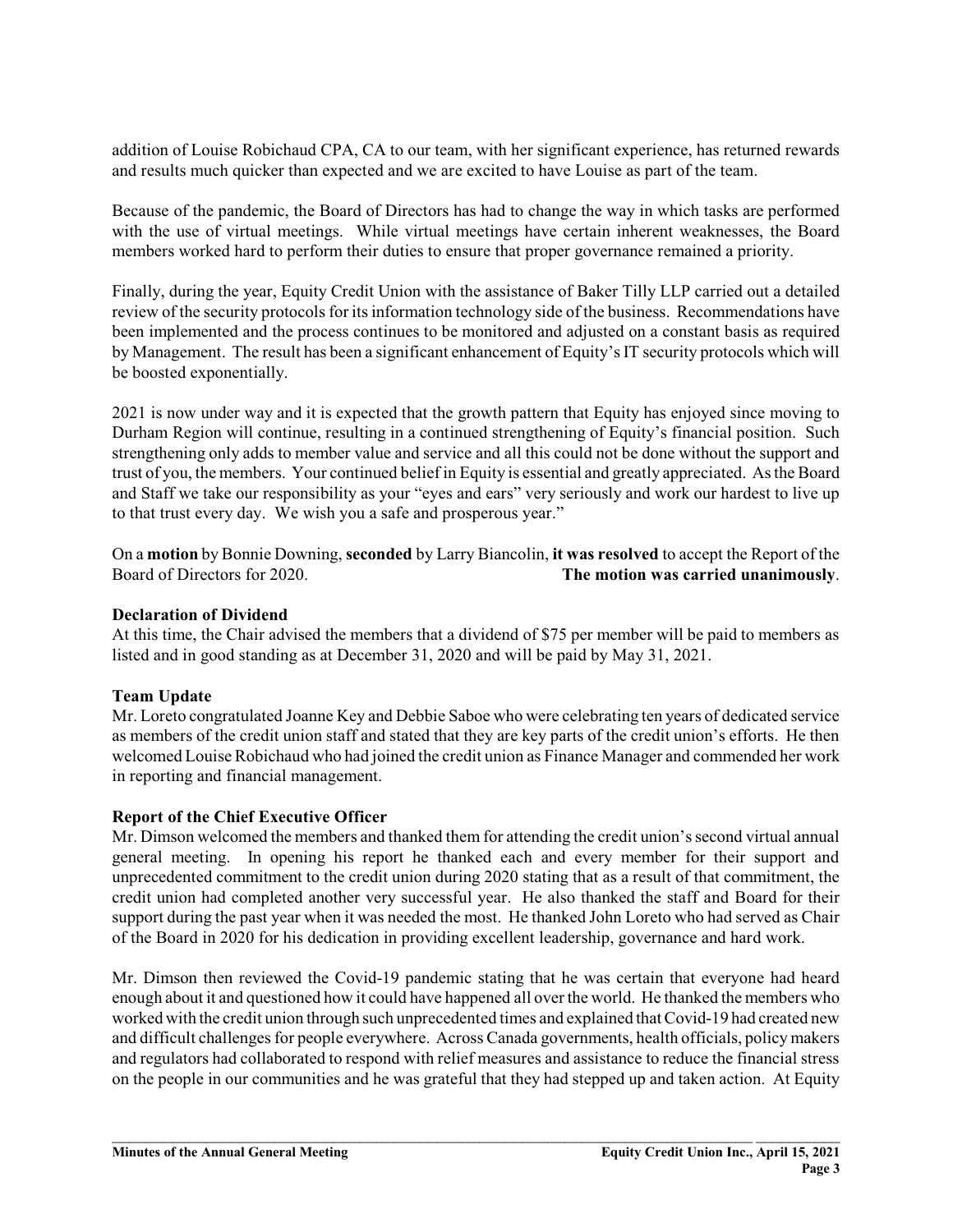addition of Louise Robichaud CPA, CA to our team, with her significant experience, has returned rewards and results much quicker than expected and we are excited to have Louise as part of the team.

Because of the pandemic, the Board of Directors has had to change the way in which tasks are performed with the use of virtual meetings. While virtual meetings have certain inherent weaknesses, the Board members worked hard to perform their duties to ensure that proper governance remained a priority.

Finally, during the year, Equity Credit Union with the assistance of Baker Tilly LLP carried out a detailed review of the security protocols for its information technology side of the business. Recommendations have been implemented and the process continues to be monitored and adjusted on a constant basis as required by Management. The result has been a significant enhancement of Equity's IT security protocols which will be boosted exponentially.

2021 is now under way and it is expected that the growth pattern that Equity has enjoyed since moving to Durham Region will continue, resulting in a continued strengthening of Equity's financial position. Such strengthening only adds to member value and service and all this could not be done without the support and trust of you, the members. Your continued belief in Equity is essential and greatly appreciated. As the Board and Staff we take our responsibility as your "eyes and ears" very seriously and work our hardest to live up to that trust every day. We wish you a safe and prosperous year."

On a **motion** by Bonnie Downing, **seconded** by Larry Biancolin, **it was resolved** to accept the Report of the Board of Directors for 2020. **The motion was carried unanimously**.

**Declaration of Dividend**

At this time, the Chair advised the members that a dividend of $75 per member will be paid to members as listed and in good standing as at December 31, 2020 and will be paid by May 31, 2021.

**Team Update**

Mr. Loreto congratulated Joanne Key and Debbie Saboe who were celebrating ten years of dedicated service as members of the credit union staff and stated that they are key parts of the credit union's efforts. He then welcomed Louise Robichaud who had joined the credit union as Finance Manager and commended her work in reporting and financial management.

**Report of the Chief Executive Officer**

Mr. Dimson welcomed the members and thanked them for attending the credit union's second virtual annual general meeting. In opening his report he thanked each and every member for their support and unprecedented commitment to the credit union during 2020 stating that as a result of that commitment, the credit union had completed another very successful year. He also thanked the staff and Board for their support during the past year when it was needed the most. He thanked John Loreto who had served as Chair of the Board in 2020 for his dedication in providing excellent leadership, governance and hard work.

Mr. Dimson then reviewed the Covid-19 pandemic stating that he was certain that everyone had heard enough about it and questioned how it could have happened all over the world. He thanked the members who worked with the credit union through such unprecedented times and explained that Covid-19 had created new and difficult challenges for people everywhere. Across Canada governments, health officials, policy makers and regulators had collaborated to respond with relief measures and assistance to reduce the financial stress on the people in our communities and he was grateful that they had stepped up and taken action. At Equity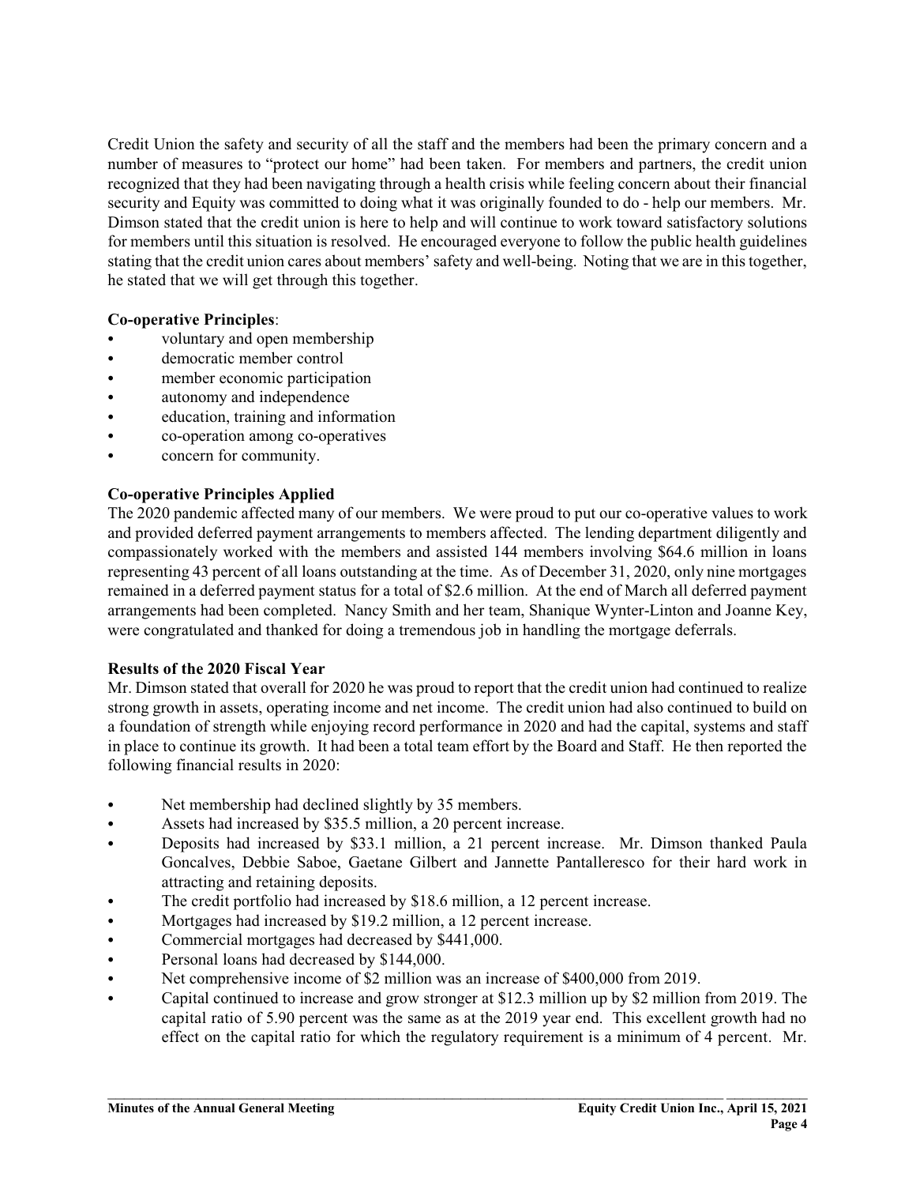Credit Union the safety and security of all the staff and the members had been the primary concern and a number of measures to "protect our home" had been taken. For members and partners, the credit union recognized that they had been navigating through a health crisis while feeling concern about their financial security and Equity was committed to doing what it was originally founded to do - help our members. Mr. Dimson stated that the credit union is here to help and will continue to work toward satisfactory solutions for members until this situation is resolved. He encouraged everyone to follow the public health guidelines stating that the credit union cares about members' safety and well-being. Noting that we are in this together, he stated that we will get through this together.

**Co-operative Principles**:

- voluntary and open membership
- democratic member control
- member economic participation
- autonomy and independence
- education, training and information
- co-operation among co-operatives
- concern for community.

**Co-operative Principles Applied**

The 2020 pandemic affected many of our members. We were proud to put our co-operative values to work and provided deferred payment arrangements to members affected. The lending department diligently and compassionately worked with the members and assisted 144 members involving $64.6 million in loans representing 43 percent of all loans outstanding at the time. As of December 31, 2020, only nine mortgages remained in a deferred payment status for a total of $2.6 million. At the end of March all deferred payment arrangements had been completed. Nancy Smith and her team, Shanique Wynter-Linton and Joanne Key, were congratulated and thanked for doing a tremendous job in handling the mortgage deferrals.

**Results of the 2020 Fiscal Year**

Mr. Dimson stated that overall for 2020 he was proud to report that the credit union had continued to realize strong growth in assets, operating income and net income. The credit union had also continued to build on a foundation of strength while enjoying record performance in 2020 and had the capital, systems and staff in place to continue its growth. It had been a total team effort by the Board and Staff. He then reported the following financial results in 2020:

- Net membership had declined slightly by 35 members.
- Assets had increased by $35.5 million, a 20 percent increase.
- Deposits had increased by $33.1 million, a 21 percent increase. Mr. Dimson thanked Paula Goncalves, Debbie Saboe, Gaetane Gilbert and Jannette Pantalleresco for their hard work in attracting and retaining deposits.
- The credit portfolio had increased by $18.6 million, a 12 percent increase.
- Mortgages had increased by $19.2 million, a 12 percent increase.
- Commercial mortgages had decreased by $441,000.
- Personal loans had decreased by $144,000.
- Net comprehensive income of $2 million was an increase of $400,000 from 2019.
- Capital continued to increase and grow stronger at $12.3 million up by $2 million from 2019. The capital ratio of 5.90 percent was the same as at the 2019 year end. This excellent growth had no effect on the capital ratio for which the regulatory requirement is a minimum of 4 percent. Mr.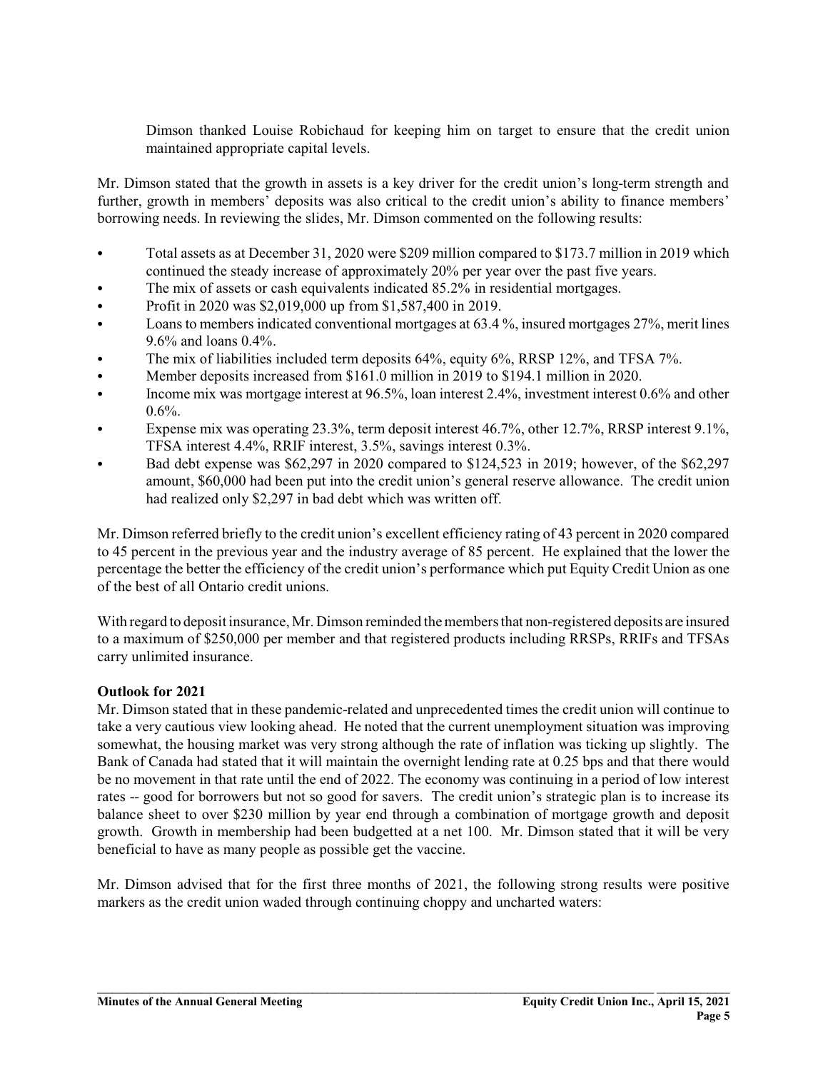Dimson thanked Louise Robichaud for keeping him on target to ensure that the credit union maintained appropriate capital levels.

Mr. Dimson stated that the growth in assets is a key driver for the credit union's long-term strength and further, growth in members' deposits was also critical to the credit union's ability to finance members' borrowing needs. In reviewing the slides, Mr. Dimson commented on the following results:

- Total assets as at December 31, 2020 were $209 million compared to $173.7 million in 2019 which continued the steady increase of approximately 20% per year over the past five years.
- The mix of assets or cash equivalents indicated 85.2% in residential mortgages.
- Profit in 2020 was $2,019,000 up from $1,587,400 in 2019.
- Loans to members indicated conventional mortgages at 63.4 %, insured mortgages 27%, merit lines 9.6% and loans 0.4%.
- The mix of liabilities included term deposits 64%, equity 6%, RRSP 12%, and TFSA 7%.
- Member deposits increased from $161.0 million in 2019 to $194.1 million in 2020.
- Income mix was mortgage interest at 96.5%, loan interest 2.4%, investment interest 0.6% and other 0.6%.
- Expense mix was operating 23.3%, term deposit interest 46.7%, other 12.7%, RRSP interest 9.1%, TFSA interest 4.4%, RRIF interest, 3.5%, savings interest 0.3%.
- Bad debt expense was $62,297 in 2020 compared to $124,523 in 2019; however, of the $62,297 amount, $60,000 had been put into the credit union's general reserve allowance. The credit union had realized only $2,297 in bad debt which was written off.

Mr. Dimson referred briefly to the credit union's excellent efficiency rating of 43 percent in 2020 compared to 45 percent in the previous year and the industry average of 85 percent. He explained that the lower the percentage the better the efficiency of the credit union's performance which put Equity Credit Union as one of the best of all Ontario credit unions.

With regard to deposit insurance, Mr. Dimson reminded the members that non-registered deposits are insured to a maximum of $250,000 per member and that registered products including RRSPs, RRIFs and TFSAs carry unlimited insurance.

**Outlook for 2021**

Mr. Dimson stated that in these pandemic-related and unprecedented times the credit union will continue to take a very cautious view looking ahead. He noted that the current unemployment situation was improving somewhat, the housing market was very strong although the rate of inflation was ticking up slightly. The Bank of Canada had stated that it will maintain the overnight lending rate at 0.25 bps and that there would be no movement in that rate until the end of 2022. The economy was continuing in a period of low interest rates -- good for borrowers but not so good for savers. The credit union's strategic plan is to increase its balance sheet to over $230 million by year end through a combination of mortgage growth and deposit growth. Growth in membership had been budgetted at a net 100. Mr. Dimson stated that it will be very beneficial to have as many people as possible get the vaccine.

Mr. Dimson advised that for the first three months of 2021, the following strong results were positive markers as the credit union waded through continuing choppy and uncharted waters: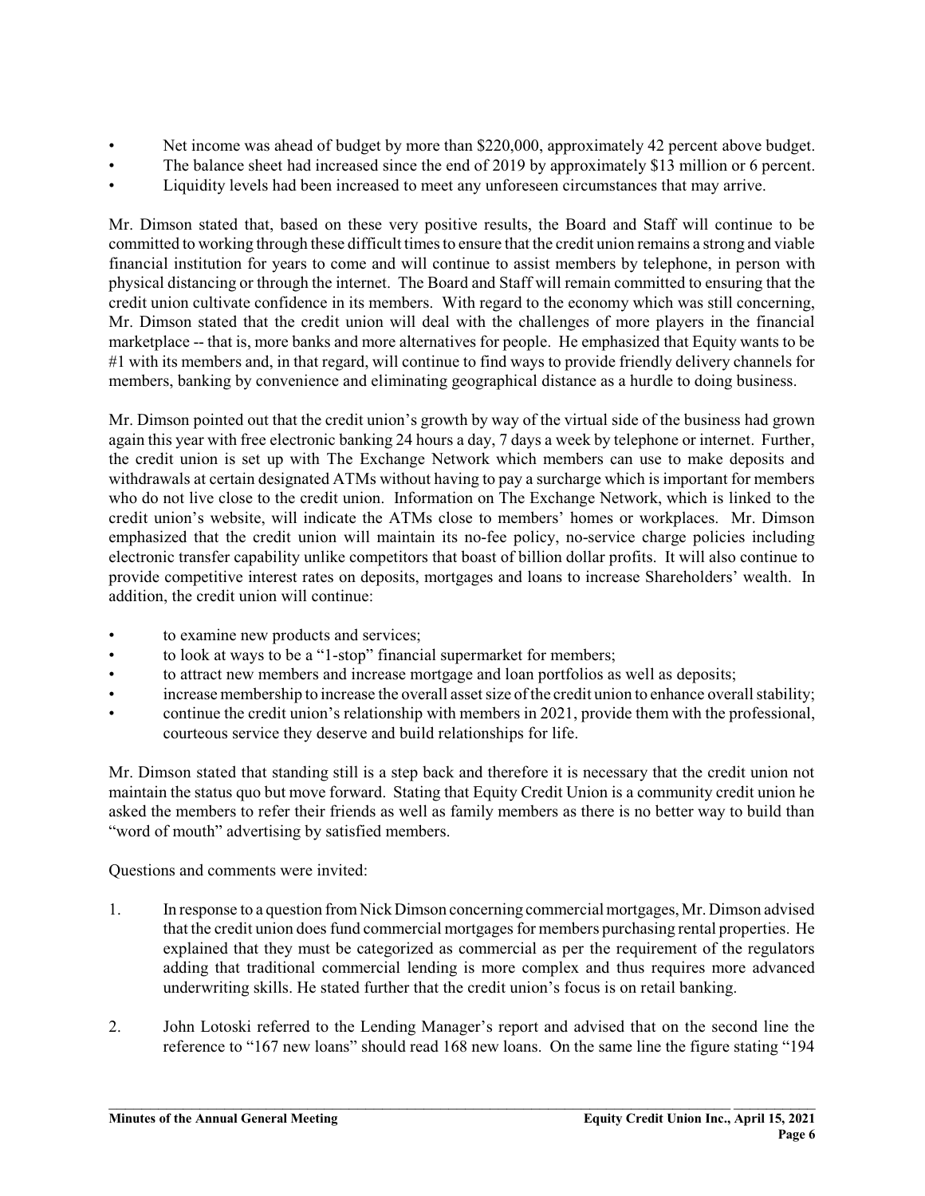- Net income was ahead of budget by more than $220,000, approximately 42 percent above budget.
- The balance sheet had increased since the end of 2019 by approximately $13 million or 6 percent.
- Liquidity levels had been increased to meet any unforeseen circumstances that may arrive.

Mr. Dimson stated that, based on these very positive results, the Board and Staff will continue to be committed to working through these difficult times to ensure that the credit union remains a strong and viable financial institution for years to come and will continue to assist members by telephone, in person with physical distancing or through the internet. The Board and Staff will remain committed to ensuring that the credit union cultivate confidence in its members. With regard to the economy which was still concerning, Mr. Dimson stated that the credit union will deal with the challenges of more players in the financial marketplace -- that is, more banks and more alternatives for people. He emphasized that Equity wants to be #1 with its members and, in that regard, will continue to find ways to provide friendly delivery channels for members, banking by convenience and eliminating geographical distance as a hurdle to doing business.

Mr. Dimson pointed out that the credit union's growth by way of the virtual side of the business had grown again this year with free electronic banking 24 hours a day, 7 days a week by telephone or internet. Further, the credit union is set up with The Exchange Network which members can use to make deposits and withdrawals at certain designated ATMs without having to pay a surcharge which is important for members who do not live close to the credit union. Information on The Exchange Network, which is linked to the credit union's website, will indicate the ATMs close to members' homes or workplaces. Mr. Dimson emphasized that the credit union will maintain its no-fee policy, no-service charge policies including electronic transfer capability unlike competitors that boast of billion dollar profits. It will also continue to provide competitive interest rates on deposits, mortgages and loans to increase Shareholders' wealth. In addition, the credit union will continue:

- to examine new products and services;
- to look at ways to be a "1-stop" financial supermarket for members;
- to attract new members and increase mortgage and loan portfolios as well as deposits;
- increase membership to increase the overall asset size of the credit union to enhance overall stability;
- continue the credit union's relationship with members in 2021, provide them with the professional, courteous service they deserve and build relationships for life.

Mr. Dimson stated that standing still is a step back and therefore it is necessary that the credit union not maintain the status quo but move forward. Stating that Equity Credit Union is a community credit union he asked the members to refer their friends as well as family members as there is no better way to build than "word of mouth" advertising by satisfied members.

Questions and comments were invited:

1. In response to a question from Nick Dimson concerning commercial mortgages, Mr. Dimson advised that the credit union does fund commercial mortgages for members purchasing rental properties. He explained that they must be categorized as commercial as per the requirement of the regulators adding that traditional commercial lending is more complex and thus requires more advanced underwriting skills. He stated further that the credit union's focus is on retail banking.

2. John Lotoski referred to the Lending Manager's report and advised that on the second line the reference to "167 new loans" should read 168 new loans. On the same line the figure stating "194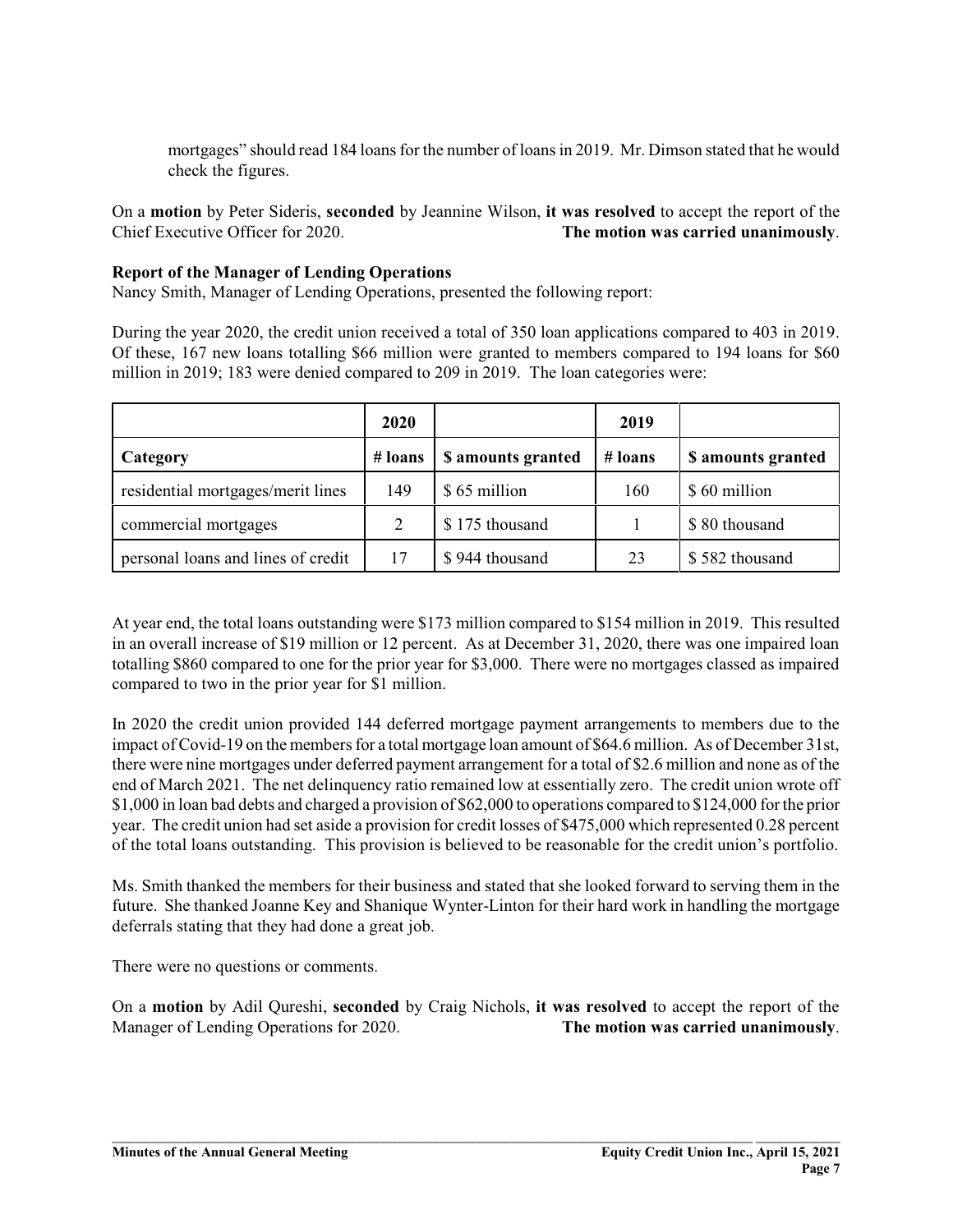mortgages" should read 184 loans for the number of loans in 2019. Mr. Dimson stated that he would check the figures.

On a **motion** by Peter Sideris, **seconded** by Jeannine Wilson, **it was resolved** to accept the report of the Chief Executive Officer for 2020. **The motion was carried unanimously**.

**Report of the Manager of Lending Operations**

Nancy Smith, Manager of Lending Operations, presented the following report:

During the year 2020, the credit union received a total of 350 loan applications compared to 403 in 2019. Of these, 167 new loans totalling $66 million were granted to members compared to 194 loans for $60 million in 2019; 183 were denied compared to 209 in 2019. The loan categories were:

| | 2020 | | 2019 | |
|---|---|---|---|---|
| **Category** | **# loans** | **$ amounts granted** | **# loans** | **$ amounts granted** |
| residential mortgages/merit lines | 149 | $ 65 million | 160 | $ 60 million |
| commercial mortgages | 2 | $ 175 thousand | 1 | $ 80 thousand |
| personal loans and lines of credit | 17 | $ 944 thousand | 23 | $ 582 thousand |

At year end, the total loans outstanding were $173 million compared to $154 million in 2019. This resulted in an overall increase of $19 million or 12 percent. As at December 31, 2020, there was one impaired loan totalling $860 compared to one for the prior year for $3,000. There were no mortgages classed as impaired compared to two in the prior year for $1 million.

In 2020 the credit union provided 144 deferred mortgage payment arrangements to members due to the impact of Covid-19 on the members for a total mortgage loan amount of $64.6 million. As of December 31st, there were nine mortgages under deferred payment arrangement for a total of $2.6 million and none as of the end of March 2021. The net delinquency ratio remained low at essentially zero. The credit union wrote off $1,000 in loan bad debts and charged a provision of $62,000 to operations compared to $124,000 for the prior year. The credit union had set aside a provision for credit losses of $475,000 which represented 0.28 percent of the total loans outstanding. This provision is believed to be reasonable for the credit union's portfolio.

Ms. Smith thanked the members for their business and stated that she looked forward to serving them in the future. She thanked Joanne Key and Shanique Wynter-Linton for their hard work in handling the mortgage deferrals stating that they had done a great job.

There were no questions or comments.

On a **motion** by Adil Qureshi, **seconded** by Craig Nichols, **it was resolved** to accept the report of the Manager of Lending Operations for 2020. **The motion was carried unanimously**.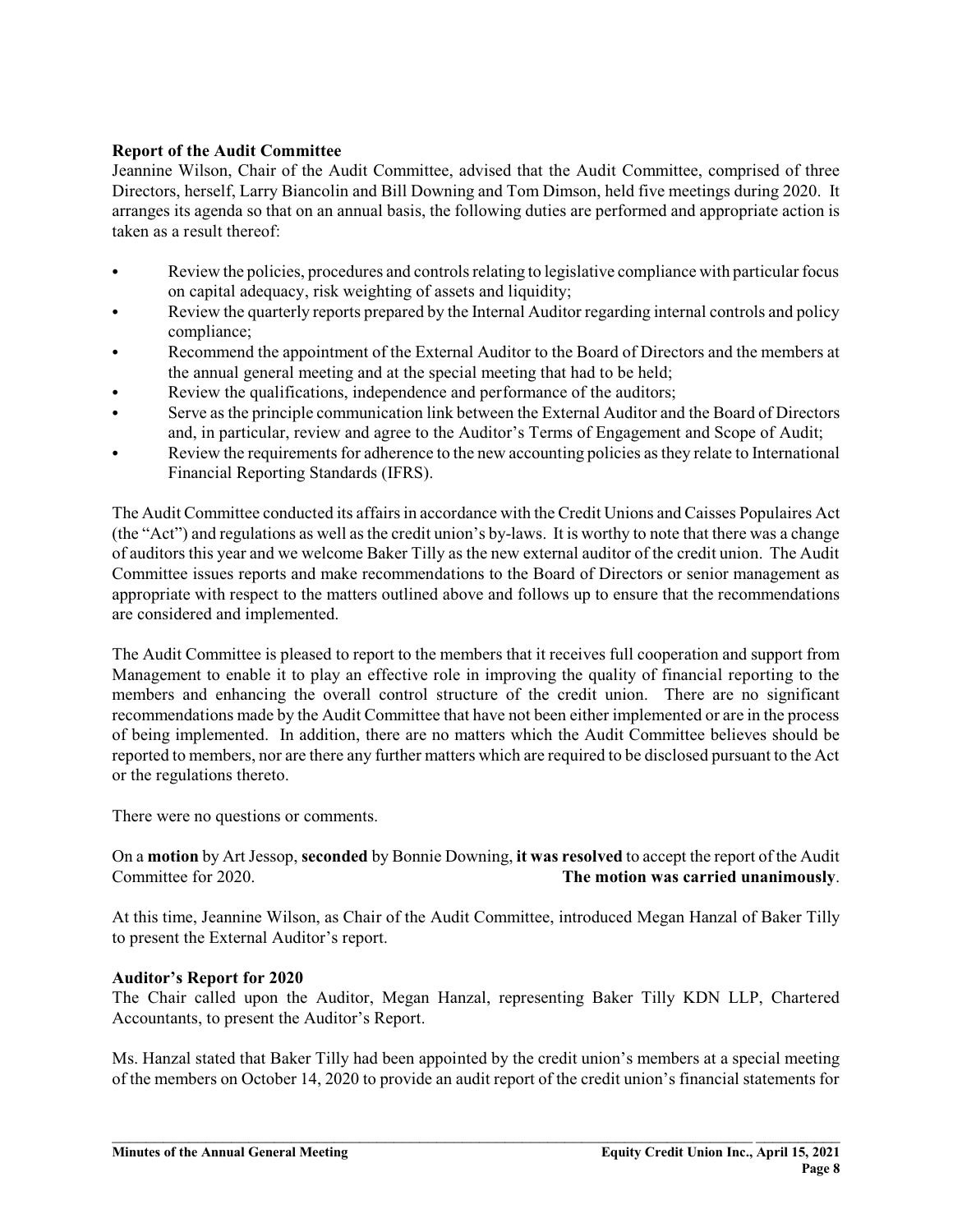**Report of the Audit Committee**

Jeannine Wilson, Chair of the Audit Committee, advised that the Audit Committee, comprised of three Directors, herself, Larry Biancolin and Bill Downing and Tom Dimson, held five meetings during 2020. It arranges its agenda so that on an annual basis, the following duties are performed and appropriate action is taken as a result thereof:

- Review the policies, procedures and controls relating to legislative compliance with particular focus on capital adequacy, risk weighting of assets and liquidity;
- Review the quarterly reports prepared by the Internal Auditor regarding internal controls and policy compliance;
- Recommend the appointment of the External Auditor to the Board of Directors and the members at the annual general meeting and at the special meeting that had to be held;
- Review the qualifications, independence and performance of the auditors;
- Serve as the principle communication link between the External Auditor and the Board of Directors and, in particular, review and agree to the Auditor's Terms of Engagement and Scope of Audit;
- Review the requirements for adherence to the new accounting policies as they relate to International Financial Reporting Standards (IFRS).

The Audit Committee conducted its affairs in accordance with the Credit Unions and Caisses Populaires Act (the "Act") and regulations as well as the credit union's by-laws. It is worthy to note that there was a change of auditors this year and we welcome Baker Tilly as the new external auditor of the credit union. The Audit Committee issues reports and make recommendations to the Board of Directors or senior management as appropriate with respect to the matters outlined above and follows up to ensure that the recommendations are considered and implemented.

The Audit Committee is pleased to report to the members that it receives full cooperation and support from Management to enable it to play an effective role in improving the quality of financial reporting to the members and enhancing the overall control structure of the credit union. There are no significant recommendations made by the Audit Committee that have not been either implemented or are in the process of being implemented. In addition, there are no matters which the Audit Committee believes should be reported to members, nor are there any further matters which are required to be disclosed pursuant to the Act or the regulations thereto.

There were no questions or comments.

On a **motion** by Art Jessop, **seconded** by Bonnie Downing, **it was resolved** to accept the report of the Audit Committee for 2020. **The motion was carried unanimously**.

At this time, Jeannine Wilson, as Chair of the Audit Committee, introduced Megan Hanzal of Baker Tilly to present the External Auditor's report.

**Auditor's Report for 2020**

The Chair called upon the Auditor, Megan Hanzal, representing Baker Tilly KDN LLP, Chartered Accountants, to present the Auditor's Report.

Ms. Hanzal stated that Baker Tilly had been appointed by the credit union's members at a special meeting of the members on October 14, 2020 to provide an audit report of the credit union's financial statements for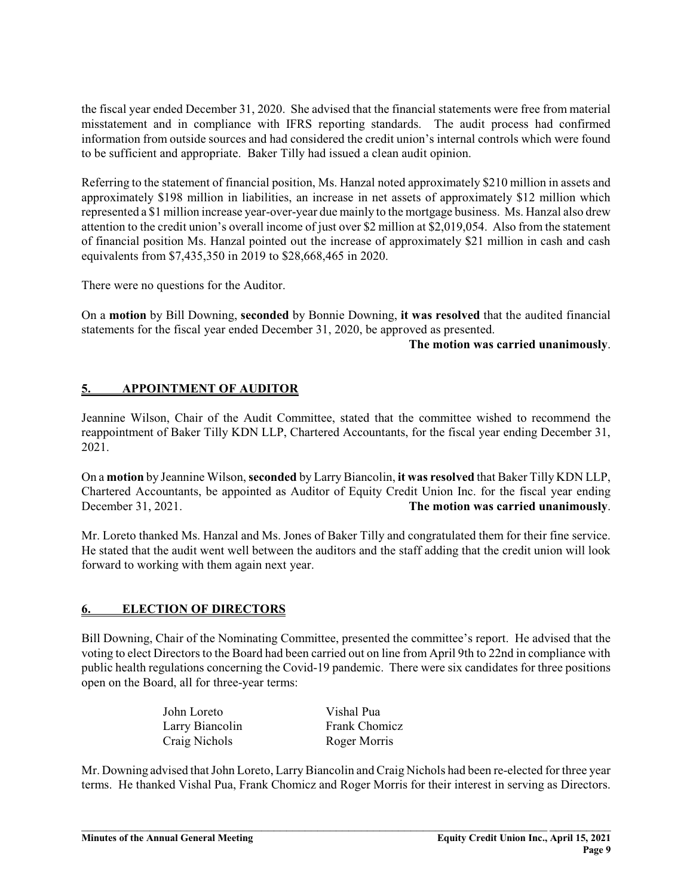the fiscal year ended December 31, 2020. She advised that the financial statements were free from material misstatement and in compliance with IFRS reporting standards. The audit process had confirmed information from outside sources and had considered the credit union's internal controls which were found to be sufficient and appropriate. Baker Tilly had issued a clean audit opinion.

Referring to the statement of financial position, Ms. Hanzal noted approximately $210 million in assets and approximately $198 million in liabilities, an increase in net assets of approximately $12 million which represented a $1 million increase year-over-year due mainly to the mortgage business. Ms. Hanzal also drew attention to the credit union's overall income of just over $2 million at $2,019,054. Also from the statement of financial position Ms. Hanzal pointed out the increase of approximately $21 million in cash and cash equivalents from $7,435,350 in 2019 to $28,668,465 in 2020.

There were no questions for the Auditor.

On a **motion** by Bill Downing, **seconded** by Bonnie Downing, **it was resolved** that the audited financial statements for the fiscal year ended December 31, 2020, be approved as presented.

**The motion was carried unanimously**.

## 5. APPOINTMENT OF AUDITOR

Jeannine Wilson, Chair of the Audit Committee, stated that the committee wished to recommend the reappointment of Baker Tilly KDN LLP, Chartered Accountants, for the fiscal year ending December 31, 2021.

On a **motion** by Jeannine Wilson, **seconded** by Larry Biancolin, **it was resolved** that Baker Tilly KDN LLP, Chartered Accountants, be appointed as Auditor of Equity Credit Union Inc. for the fiscal year ending December 31, 2021. **The motion was carried unanimously**.

Mr. Loreto thanked Ms. Hanzal and Ms. Jones of Baker Tilly and congratulated them for their fine service. He stated that the audit went well between the auditors and the staff adding that the credit union will look forward to working with them again next year.

## 6. ELECTION OF DIRECTORS

Bill Downing, Chair of the Nominating Committee, presented the committee's report. He advised that the voting to elect Directors to the Board had been carried out on line from April 9th to 22nd in compliance with public health regulations concerning the Covid-19 pandemic. There were six candidates for three positions open on the Board, all for three-year terms:

| | |
|---|---|
| John Loreto | Vishal Pua |
| Larry Biancolin | Frank Chomicz |
| Craig Nichols | Roger Morris |

Mr. Downing advised that John Loreto, Larry Biancolin and Craig Nichols had been re-elected for three year terms. He thanked Vishal Pua, Frank Chomicz and Roger Morris for their interest in serving as Directors.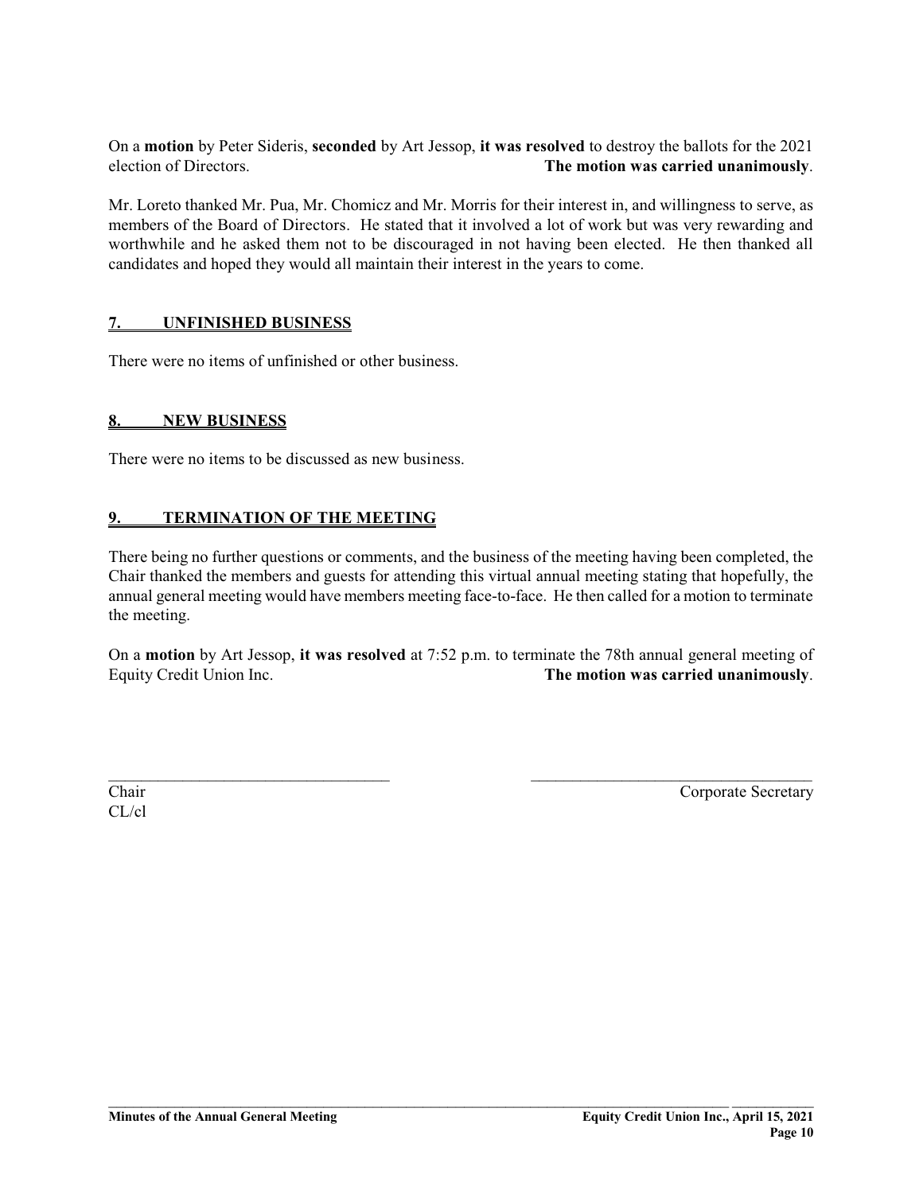On a **motion** by Peter Sideris, **seconded** by Art Jessop, **it was resolved** to destroy the ballots for the 2021 election of Directors. **The motion was carried unanimously**.

Mr. Loreto thanked Mr. Pua, Mr. Chomicz and Mr. Morris for their interest in, and willingness to serve, as members of the Board of Directors. He stated that it involved a lot of work but was very rewarding and worthwhile and he asked them not to be discouraged in not having been elected. He then thanked all candidates and hoped they would all maintain their interest in the years to come.

## 7. UNFINISHED BUSINESS

There were no items of unfinished or other business.

## 8. NEW BUSINESS

There were no items to be discussed as new business.

## 9. TERMINATION OF THE MEETING

There being no further questions or comments, and the business of the meeting having been completed, the Chair thanked the members and guests for attending this virtual annual meeting stating that hopefully, the annual general meeting would have members meeting face-to-face. He then called for a motion to terminate the meeting.

On a **motion** by Art Jessop, **it was resolved** at 7:52 p.m. to terminate the 78th annual general meeting of Equity Credit Union Inc. **The motion was carried unanimously**.

\_\_\_\_\_\_\_\_\_\_\_\_\_\_\_\_\_\_\_\_\_\_\_\_\_\_\_\_\_\_\_\_\_\_ \_\_\_\_\_\_\_\_\_\_\_\_\_\_\_\_\_\_\_\_\_\_\_\_\_\_\_\_\_\_\_\_\_\_

Chair Corporate Secretary

CL/cl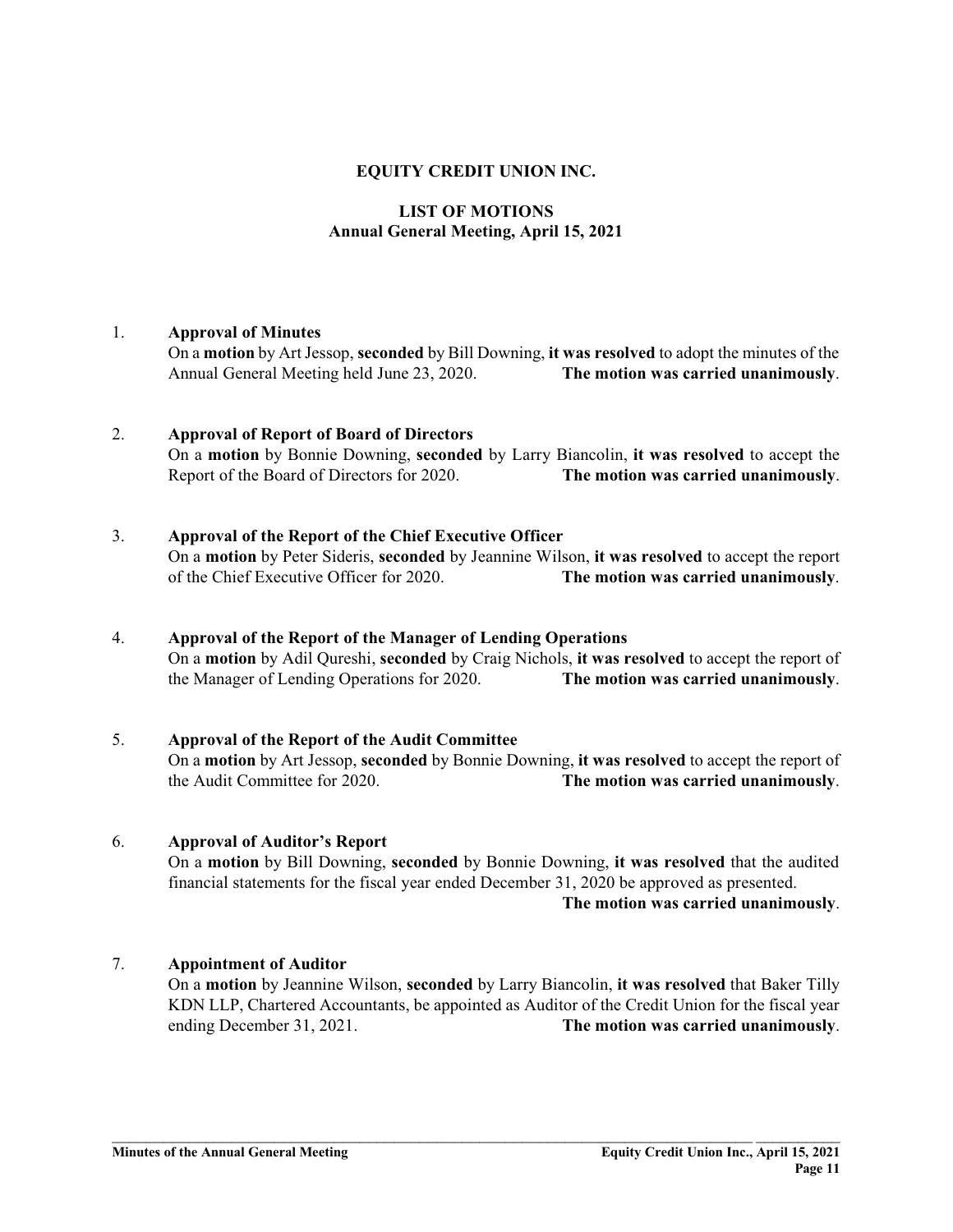# EQUITY CREDIT UNION INC.

## LIST OF MOTIONS
## Annual General Meeting, April 15, 2021

1. **Approval of Minutes**
   On a **motion** by Art Jessop, **seconded** by Bill Downing, **it was resolved** to adopt the minutes of the Annual General Meeting held June 23, 2020. **The motion was carried unanimously**.

2. **Approval of Report of Board of Directors**
   On a **motion** by Bonnie Downing, **seconded** by Larry Biancolin, **it was resolved** to accept the Report of the Board of Directors for 2020. **The motion was carried unanimously**.

3. **Approval of the Report of the Chief Executive Officer**
   On a **motion** by Peter Sideris, **seconded** by Jeannine Wilson, **it was resolved** to accept the report of the Chief Executive Officer for 2020. **The motion was carried unanimously**.

4. **Approval of the Report of the Manager of Lending Operations**
   On a **motion** by Adil Qureshi, **seconded** by Craig Nichols, **it was resolved** to accept the report of the Manager of Lending Operations for 2020. **The motion was carried unanimously**.

5. **Approval of the Report of the Audit Committee**
   On a **motion** by Art Jessop, **seconded** by Bonnie Downing, **it was resolved** to accept the report of the Audit Committee for 2020. **The motion was carried unanimously**.

6. **Approval of Auditor's Report**
   On a **motion** by Bill Downing, **seconded** by Bonnie Downing, **it was resolved** that the audited financial statements for the fiscal year ended December 31, 2020 be approved as presented. **The motion was carried unanimously**.

7. **Appointment of Auditor**
   On a **motion** by Jeannine Wilson, **seconded** by Larry Biancolin, **it was resolved** that Baker Tilly KDN LLP, Chartered Accountants, be appointed as Auditor of the Credit Union for the fiscal year ending December 31, 2021. **The motion was carried unanimously**.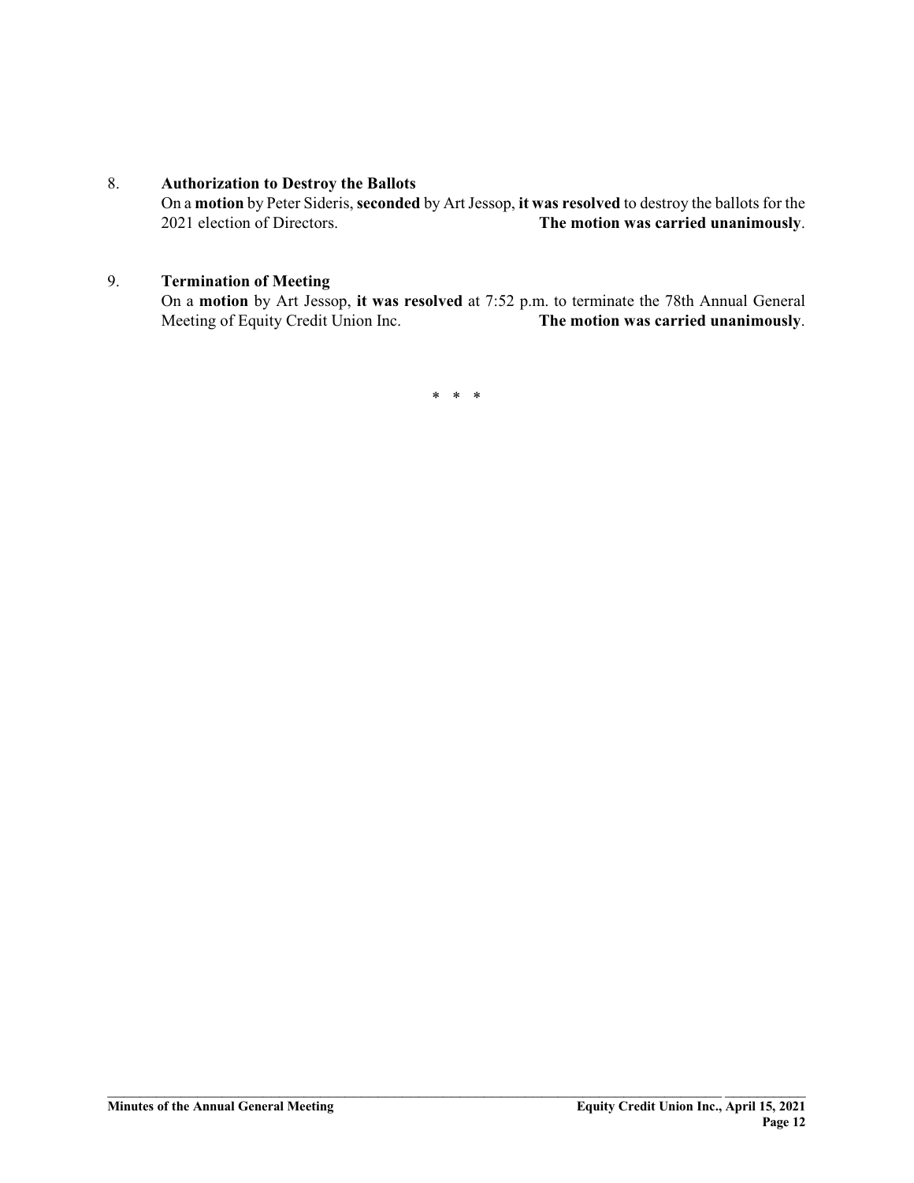8. **Authorization to Destroy the Ballots**
   On a **motion** by Peter Sideris, **seconded** by Art Jessop, **it was resolved** to destroy the ballots for the 2021 election of Directors. **The motion was carried unanimously**.

9. **Termination of Meeting**
   On a **motion** by Art Jessop, **it was resolved** at 7:52 p.m. to terminate the 78th Annual General Meeting of Equity Credit Union Inc. **The motion was carried unanimously**.

\* \* \*